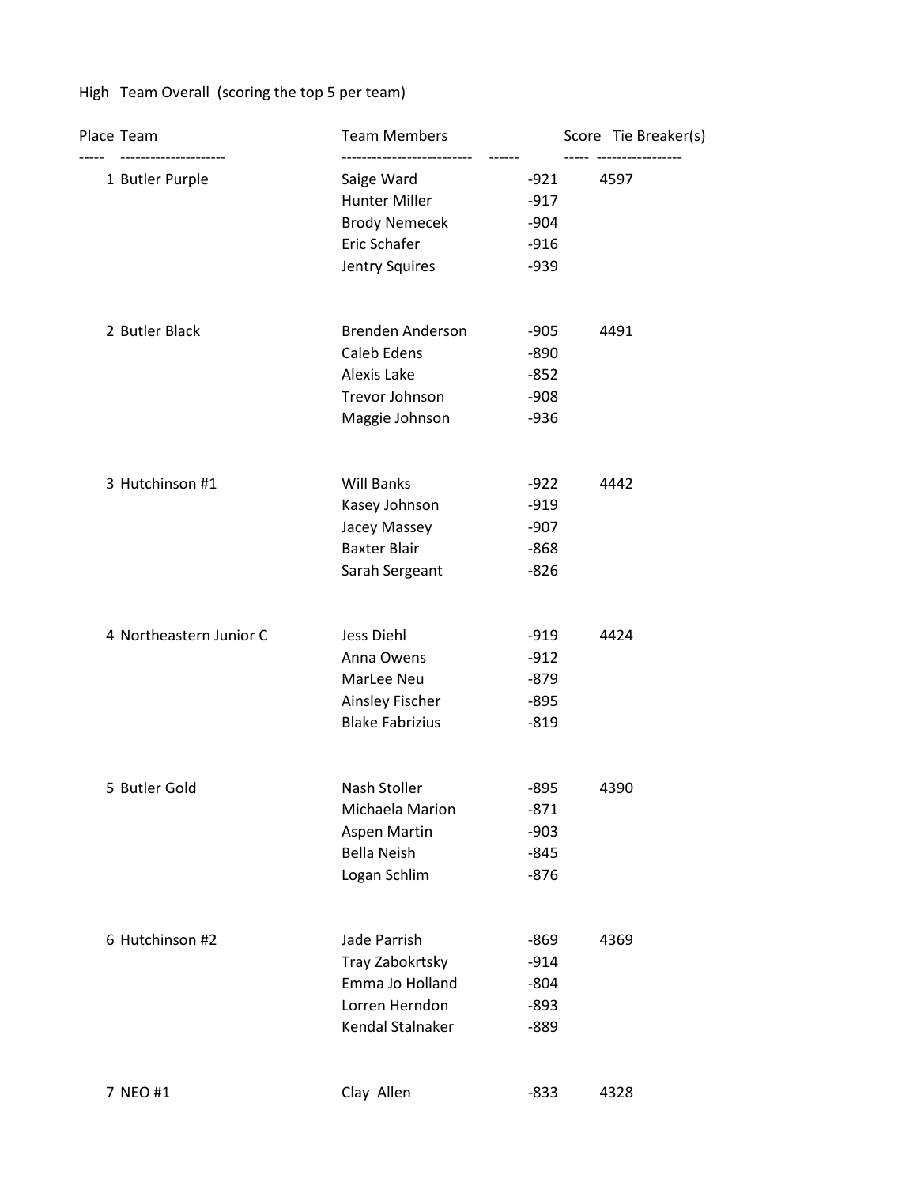High Team Overall (scoring the top 5 per team)

| Place | Team | Team Members | | Score | Tie Breaker(s) |
|---|---|---|---|---|---|
| 1 | Butler Purple | Saige Ward | -921 | 4597 | |
| | | Hunter Miller | -917 | | |
| | | Brody Nemecek | -904 | | |
| | | Eric Schafer | -916 | | |
| | | Jentry Squires | -939 | | |
| 2 | Butler Black | Brenden Anderson | -905 | 4491 | |
| | | Caleb Edens | -890 | | |
| | | Alexis Lake | -852 | | |
| | | Trevor Johnson | -908 | | |
| | | Maggie Johnson | -936 | | |
| 3 | Hutchinson #1 | Will Banks | -922 | 4442 | |
| | | Kasey Johnson | -919 | | |
| | | Jacey Massey | -907 | | |
| | | Baxter Blair | -868 | | |
| | | Sarah Sergeant | -826 | | |
| 4 | Northeastern Junior C | Jess Diehl | -919 | 4424 | |
| | | Anna Owens | -912 | | |
| | | MarLee Neu | -879 | | |
| | | Ainsley Fischer | -895 | | |
| | | Blake Fabrizius | -819 | | |
| 5 | Butler Gold | Nash Stoller | -895 | 4390 | |
| | | Michaela Marion | -871 | | |
| | | Aspen Martin | -903 | | |
| | | Bella Neish | -845 | | |
| | | Logan Schlim | -876 | | |
| 6 | Hutchinson #2 | Jade Parrish | -869 | 4369 | |
| | | Tray Zabokrtsky | -914 | | |
| | | Emma Jo Holland | -804 | | |
| | | Lorren Herndon | -893 | | |
| | | Kendal Stalnaker | -889 | | |
| 7 | NEO #1 | Clay Allen | -833 | 4328 | |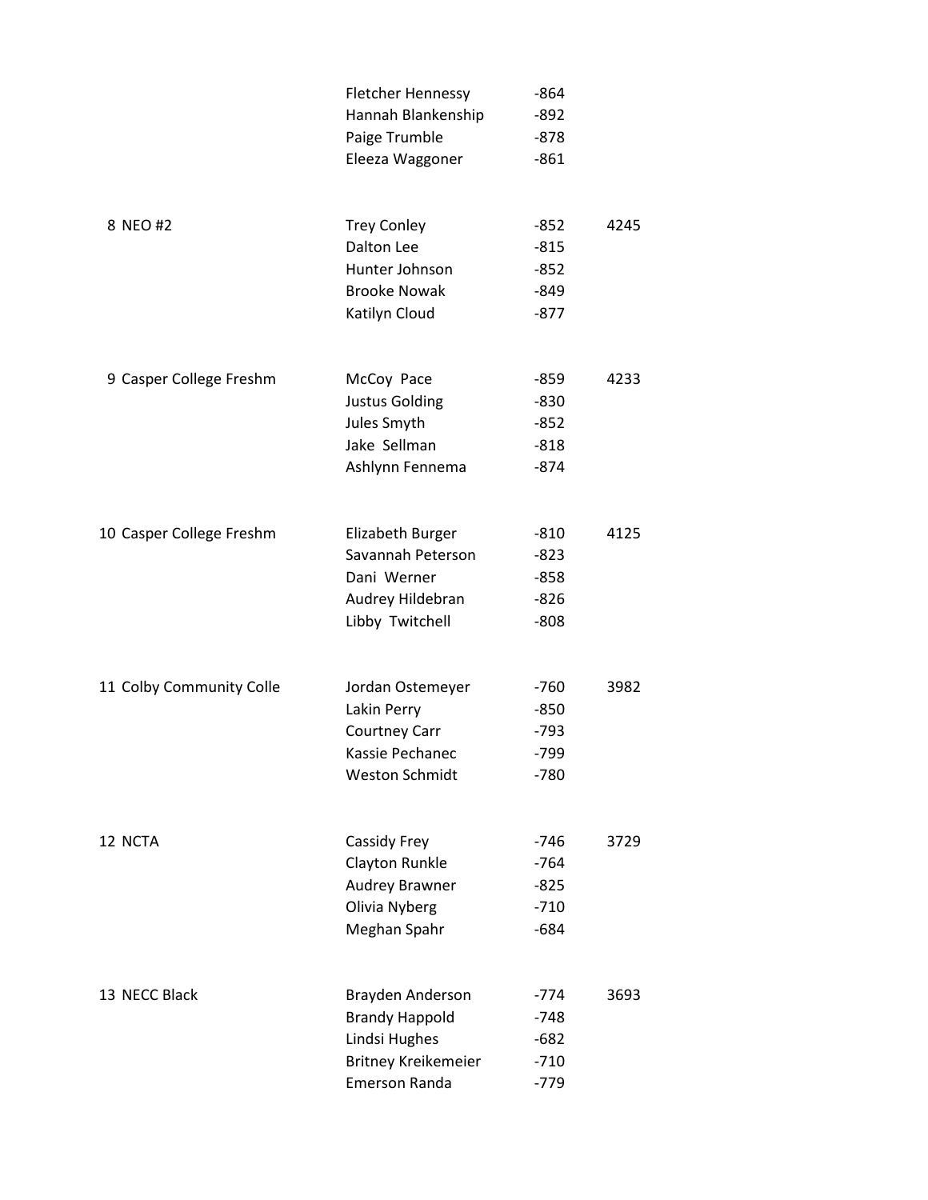| | | | |
|---|---|---|---|
| | Fletcher Hennessy | -864 | |
| | Hannah Blankenship | -892 | |
| | Paige Trumble | -878 | |
| | Eleeza Waggoner | -861 | |
| 8 NEO #2 | Trey Conley | -852 | 4245 |
| | Dalton Lee | -815 | |
| | Hunter Johnson | -852 | |
| | Brooke Nowak | -849 | |
| | Katilyn Cloud | -877 | |
| 9 Casper College Freshm | McCoy Pace | -859 | 4233 |
| | Justus Golding | -830 | |
| | Jules Smyth | -852 | |
| | Jake Sellman | -818 | |
| | Ashlynn Fennema | -874 | |
| 10 Casper College Freshm | Elizabeth Burger | -810 | 4125 |
| | Savannah Peterson | -823 | |
| | Dani Werner | -858 | |
| | Audrey Hildebran | -826 | |
| | Libby Twitchell | -808 | |
| 11 Colby Community Colle | Jordan Ostemeyer | -760 | 3982 |
| | Lakin Perry | -850 | |
| | Courtney Carr | -793 | |
| | Kassie Pechanec | -799 | |
| | Weston Schmidt | -780 | |
| 12 NCTA | Cassidy Frey | -746 | 3729 |
| | Clayton Runkle | -764 | |
| | Audrey Brawner | -825 | |
| | Olivia Nyberg | -710 | |
| | Meghan Spahr | -684 | |
| 13 NECC Black | Brayden Anderson | -774 | 3693 |
| | Brandy Happold | -748 | |
| | Lindsi Hughes | -682 | |
| | Britney Kreikemeier | -710 | |
| | Emerson Randa | -779 | |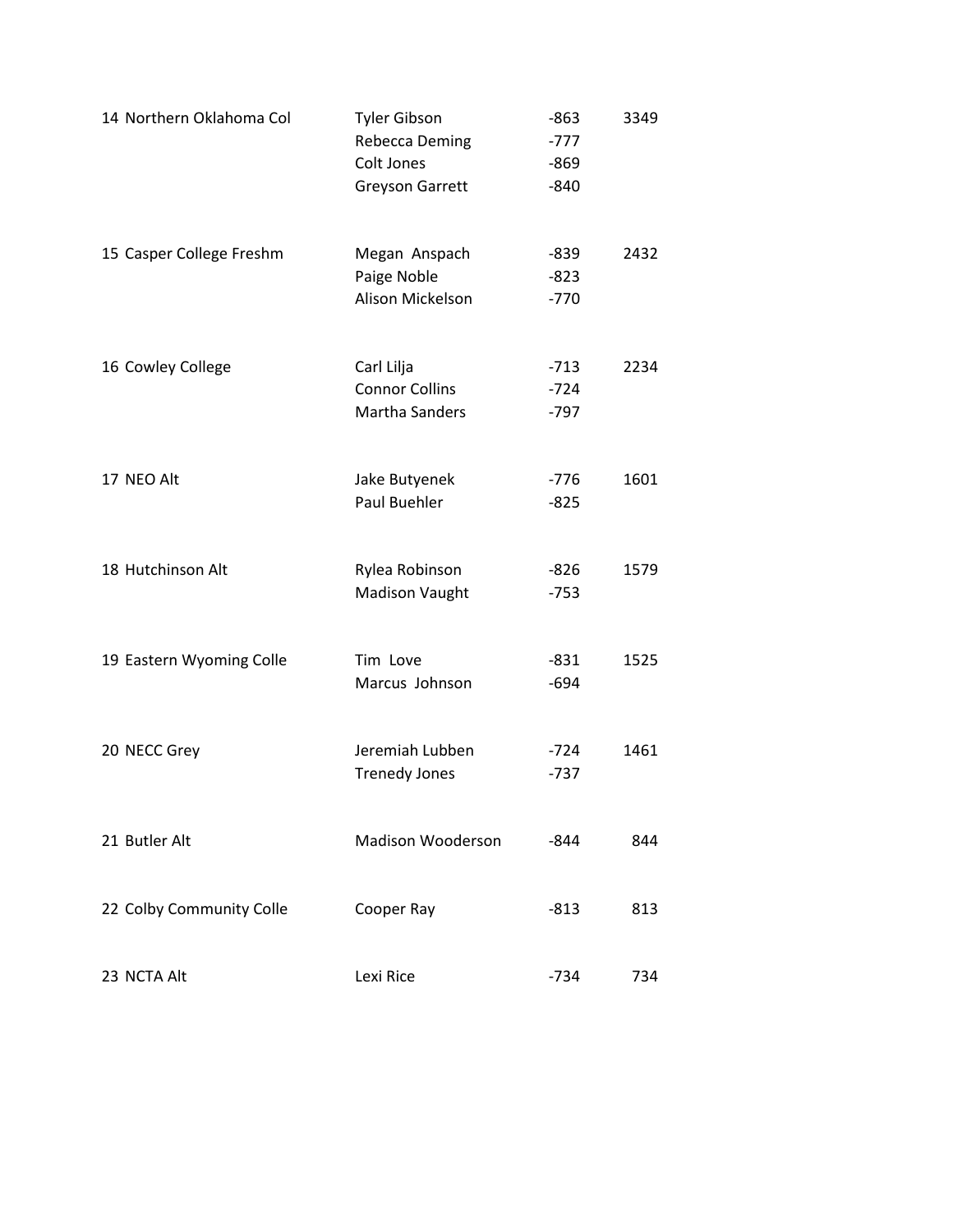| Rank | Team | Member | Score | Total |
| --- | --- | --- | --- | --- |
| 14 | Northern Oklahoma Col | Tyler Gibson | -863 | 3349 |
| | | Rebecca Deming | -777 | |
| | | Colt Jones | -869 | |
| | | Greyson Garrett | -840 | |
| 15 | Casper College Freshm | Megan Anspach | -839 | 2432 |
| | | Paige Noble | -823 | |
| | | Alison Mickelson | -770 | |
| 16 | Cowley College | Carl Lilja | -713 | 2234 |
| | | Connor Collins | -724 | |
| | | Martha Sanders | -797 | |
| 17 | NEO Alt | Jake Butyenek | -776 | 1601 |
| | | Paul Buehler | -825 | |
| 18 | Hutchinson Alt | Rylea Robinson | -826 | 1579 |
| | | Madison Vaught | -753 | |
| 19 | Eastern Wyoming Colle | Tim Love | -831 | 1525 |
| | | Marcus Johnson | -694 | |
| 20 | NECC Grey | Jeremiah Lubben | -724 | 1461 |
| | | Trenedy Jones | -737 | |
| 21 | Butler Alt | Madison Wooderson | -844 | 844 |
| 22 | Colby Community Colle | Cooper Ray | -813 | 813 |
| 23 | NCTA Alt | Lexi Rice | -734 | 734 |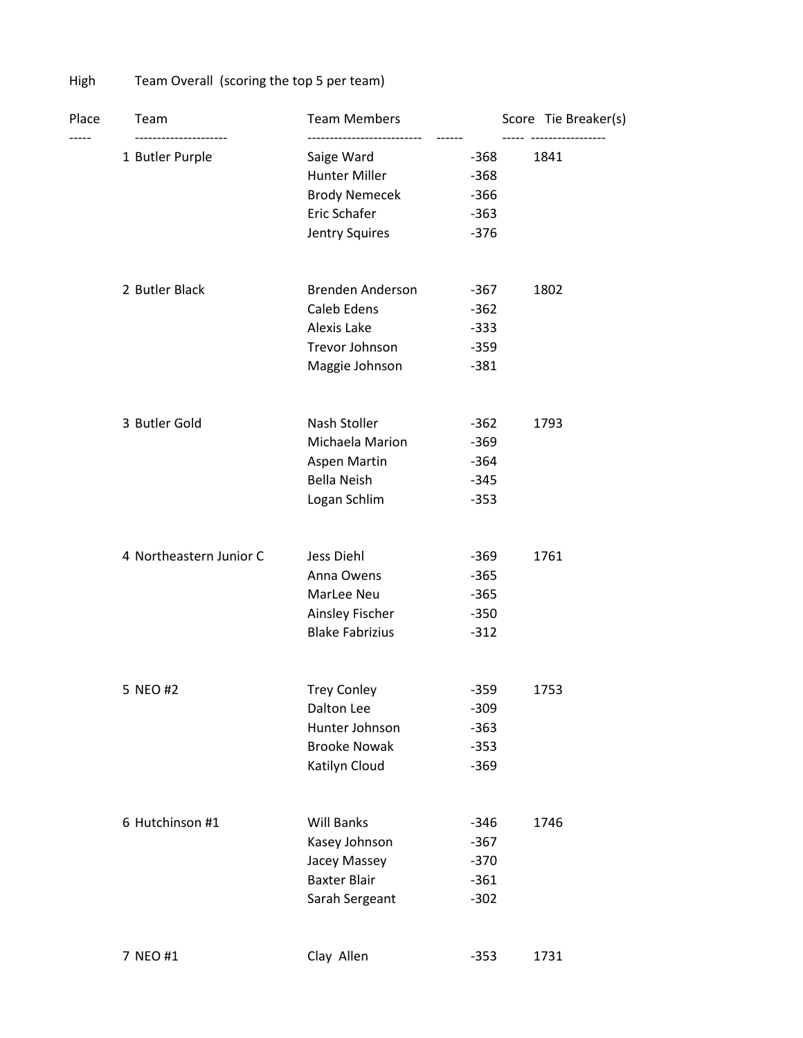High Team Overall (scoring the top 5 per team)

| Place | Team | Team Members | | Score | Tie Breaker(s) |
|---|---|---|---|---|---|
| 1 | Butler Purple | Saige Ward | -368 | 1841 | |
| | | Hunter Miller | -368 | | |
| | | Brody Nemecek | -366 | | |
| | | Eric Schafer | -363 | | |
| | | Jentry Squires | -376 | | |
| 2 | Butler Black | Brenden Anderson | -367 | 1802 | |
| | | Caleb Edens | -362 | | |
| | | Alexis Lake | -333 | | |
| | | Trevor Johnson | -359 | | |
| | | Maggie Johnson | -381 | | |
| 3 | Butler Gold | Nash Stoller | -362 | 1793 | |
| | | Michaela Marion | -369 | | |
| | | Aspen Martin | -364 | | |
| | | Bella Neish | -345 | | |
| | | Logan Schlim | -353 | | |
| 4 | Northeastern Junior C | Jess Diehl | -369 | 1761 | |
| | | Anna Owens | -365 | | |
| | | MarLee Neu | -365 | | |
| | | Ainsley Fischer | -350 | | |
| | | Blake Fabrizius | -312 | | |
| 5 | NEO #2 | Trey Conley | -359 | 1753 | |
| | | Dalton Lee | -309 | | |
| | | Hunter Johnson | -363 | | |
| | | Brooke Nowak | -353 | | |
| | | Katilyn Cloud | -369 | | |
| 6 | Hutchinson #1 | Will Banks | -346 | 1746 | |
| | | Kasey Johnson | -367 | | |
| | | Jacey Massey | -370 | | |
| | | Baxter Blair | -361 | | |
| | | Sarah Sergeant | -302 | | |
| 7 | NEO #1 | Clay Allen | -353 | 1731 | |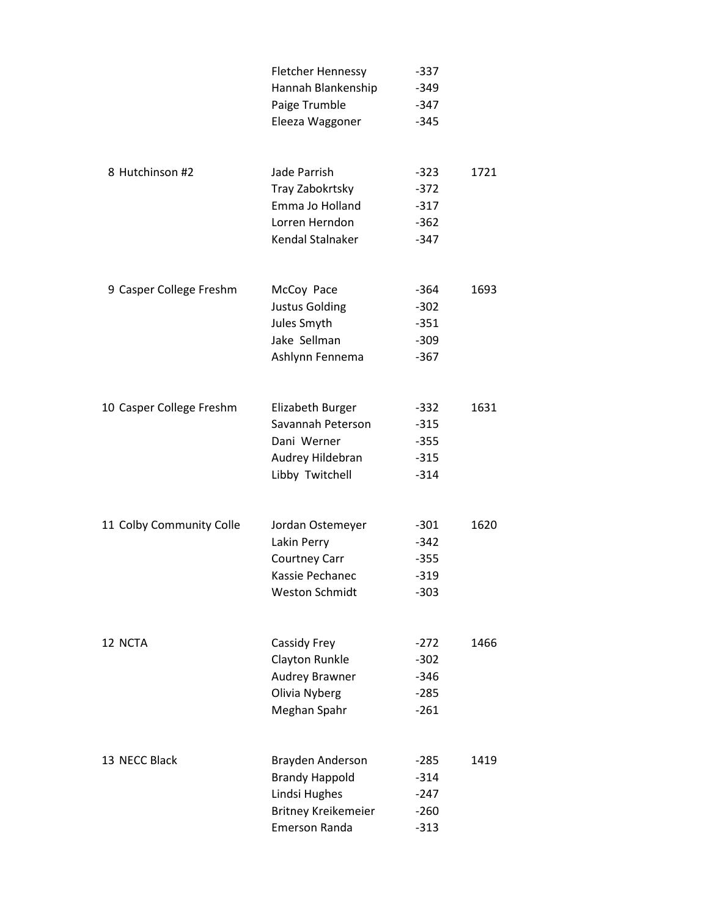| Place | Team | Member | Score | Total |
|---|---|---|---|---|
| | | Fletcher Hennessy | -337 | |
| | | Hannah Blankenship | -349 | |
| | | Paige Trumble | -347 | |
| | | Eleeza Waggoner | -345 | |
| 8 | Hutchinson #2 | Jade Parrish | -323 | 1721 |
| | | Tray Zabokrtsky | -372 | |
| | | Emma Jo Holland | -317 | |
| | | Lorren Herndon | -362 | |
| | | Kendal Stalnaker | -347 | |
| 9 | Casper College Freshm | McCoy Pace | -364 | 1693 |
| | | Justus Golding | -302 | |
| | | Jules Smyth | -351 | |
| | | Jake Sellman | -309 | |
| | | Ashlynn Fennema | -367 | |
| 10 | Casper College Freshm | Elizabeth Burger | -332 | 1631 |
| | | Savannah Peterson | -315 | |
| | | Dani Werner | -355 | |
| | | Audrey Hildebran | -315 | |
| | | Libby Twitchell | -314 | |
| 11 | Colby Community Colle | Jordan Ostemeyer | -301 | 1620 |
| | | Lakin Perry | -342 | |
| | | Courtney Carr | -355 | |
| | | Kassie Pechanec | -319 | |
| | | Weston Schmidt | -303 | |
| 12 | NCTA | Cassidy Frey | -272 | 1466 |
| | | Clayton Runkle | -302 | |
| | | Audrey Brawner | -346 | |
| | | Olivia Nyberg | -285 | |
| | | Meghan Spahr | -261 | |
| 13 | NECC Black | Brayden Anderson | -285 | 1419 |
| | | Brandy Happold | -314 | |
| | | Lindsi Hughes | -247 | |
| | | Britney Kreikemeier | -260 | |
| | | Emerson Randa | -313 | |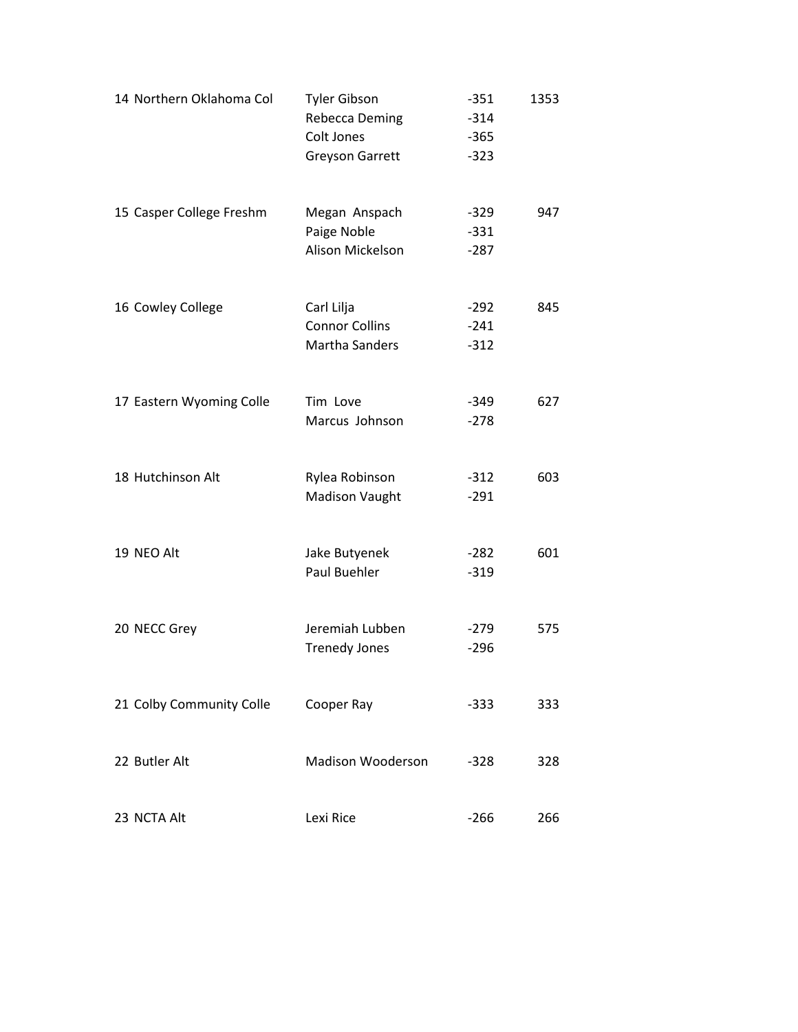| | | | |
|---|---|---|---|
| 14 Northern Oklahoma Col | Tyler Gibson | -351 | 1353 |
| | Rebecca Deming | -314 | |
| | Colt Jones | -365 | |
| | Greyson Garrett | -323 | |
| 15 Casper College Freshm | Megan Anspach | -329 | 947 |
| | Paige Noble | -331 | |
| | Alison Mickelson | -287 | |
| 16 Cowley College | Carl Lilja | -292 | 845 |
| | Connor Collins | -241 | |
| | Martha Sanders | -312 | |
| 17 Eastern Wyoming Colle | Tim Love | -349 | 627 |
| | Marcus Johnson | -278 | |
| 18 Hutchinson Alt | Rylea Robinson | -312 | 603 |
| | Madison Vaught | -291 | |
| 19 NEO Alt | Jake Butyenek | -282 | 601 |
| | Paul Buehler | -319 | |
| 20 NECC Grey | Jeremiah Lubben | -279 | 575 |
| | Trenedy Jones | -296 | |
| 21 Colby Community Colle | Cooper Ray | -333 | 333 |
| 22 Butler Alt | Madison Wooderson | -328 | 328 |
| 23 NCTA Alt | Lexi Rice | -266 | 266 |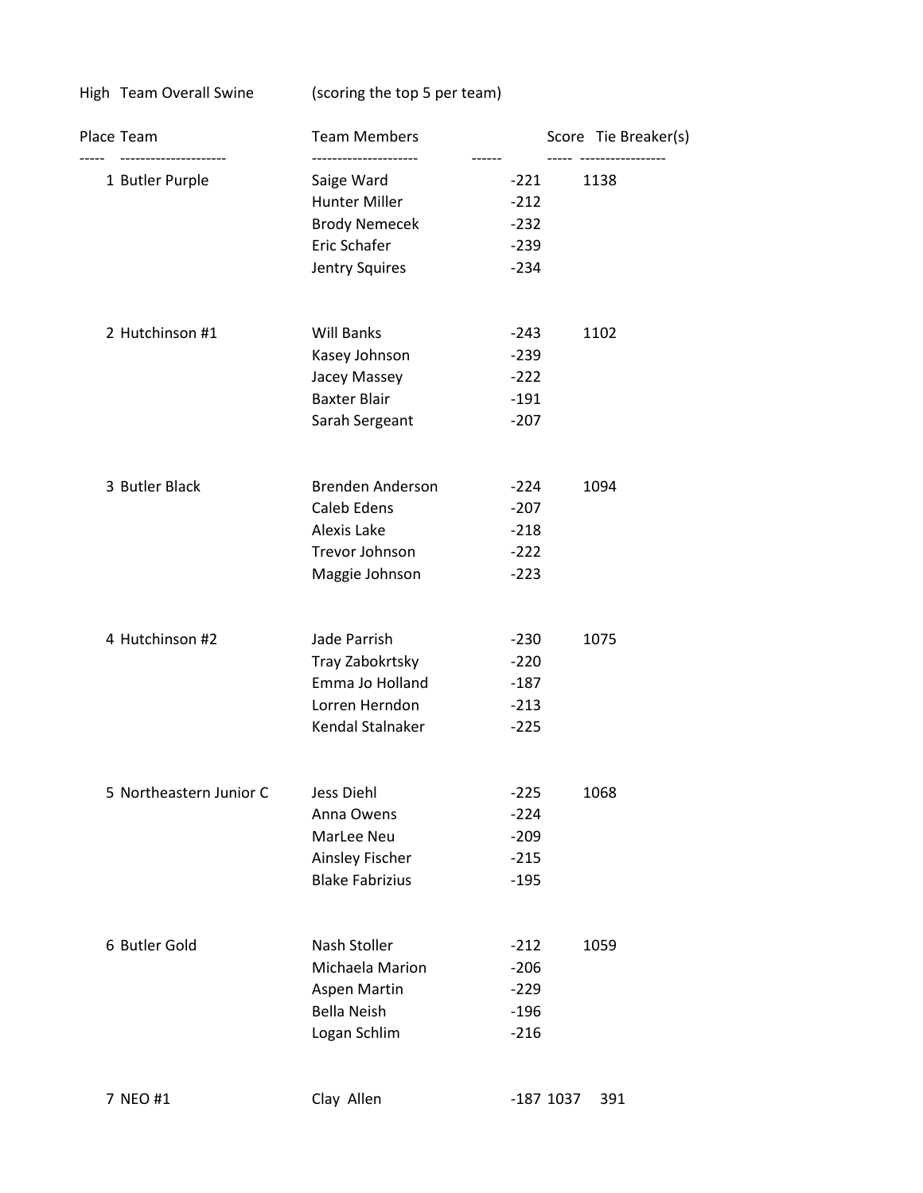High Team Overall Swine (scoring the top 5 per team)

| Place | Team | Team Members | | Score | Tie Breaker(s) |
|---|---|---|---|---|---|
| 1 | Butler Purple | Saige Ward | -221 | 1138 | |
| | | Hunter Miller | -212 | | |
| | | Brody Nemecek | -232 | | |
| | | Eric Schafer | -239 | | |
| | | Jentry Squires | -234 | | |
| 2 | Hutchinson #1 | Will Banks | -243 | 1102 | |
| | | Kasey Johnson | -239 | | |
| | | Jacey Massey | -222 | | |
| | | Baxter Blair | -191 | | |
| | | Sarah Sergeant | -207 | | |
| 3 | Butler Black | Brenden Anderson | -224 | 1094 | |
| | | Caleb Edens | -207 | | |
| | | Alexis Lake | -218 | | |
| | | Trevor Johnson | -222 | | |
| | | Maggie Johnson | -223 | | |
| 4 | Hutchinson #2 | Jade Parrish | -230 | 1075 | |
| | | Tray Zabokrtsky | -220 | | |
| | | Emma Jo Holland | -187 | | |
| | | Lorren Herndon | -213 | | |
| | | Kendal Stalnaker | -225 | | |
| 5 | Northeastern Junior C | Jess Diehl | -225 | 1068 | |
| | | Anna Owens | -224 | | |
| | | MarLee Neu | -209 | | |
| | | Ainsley Fischer | -215 | | |
| | | Blake Fabrizius | -195 | | |
| 6 | Butler Gold | Nash Stoller | -212 | 1059 | |
| | | Michaela Marion | -206 | | |
| | | Aspen Martin | -229 | | |
| | | Bella Neish | -196 | | |
| | | Logan Schlim | -216 | | |
| 7 | NEO #1 | Clay Allen | -187 | 1037 | 391 |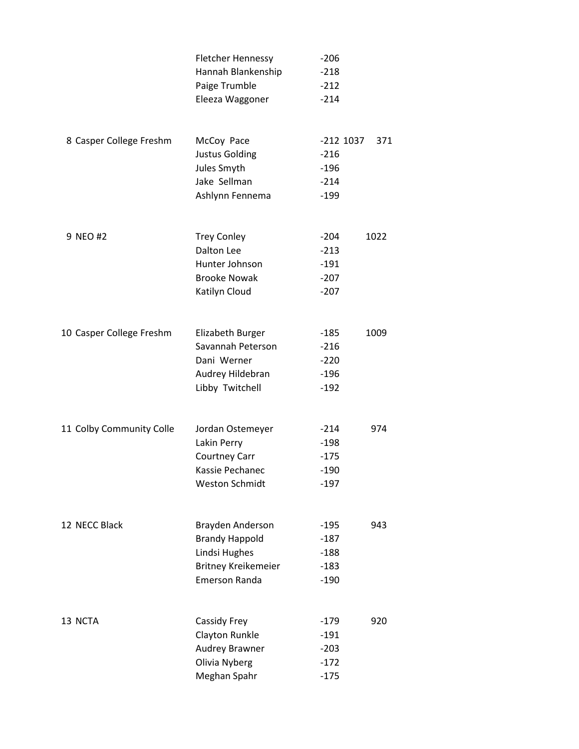| Place | Team | Name | Score | Total | |
|---|---|---|---|---|---|
| | | Fletcher Hennessy | -206 | | |
| | | Hannah Blankenship | -218 | | |
| | | Paige Trumble | -212 | | |
| | | Eleeza Waggoner | -214 | | |
| 8 | Casper College Freshm | McCoy Pace | -212 | 1037 | 371 |
| | | Justus Golding | -216 | | |
| | | Jules Smyth | -196 | | |
| | | Jake Sellman | -214 | | |
| | | Ashlynn Fennema | -199 | | |
| 9 | NEO #2 | Trey Conley | -204 | 1022 | |
| | | Dalton Lee | -213 | | |
| | | Hunter Johnson | -191 | | |
| | | Brooke Nowak | -207 | | |
| | | Katilyn Cloud | -207 | | |
| 10 | Casper College Freshm | Elizabeth Burger | -185 | 1009 | |
| | | Savannah Peterson | -216 | | |
| | | Dani Werner | -220 | | |
| | | Audrey Hildebran | -196 | | |
| | | Libby Twitchell | -192 | | |
| 11 | Colby Community Colle | Jordan Ostemeyer | -214 | 974 | |
| | | Lakin Perry | -198 | | |
| | | Courtney Carr | -175 | | |
| | | Kassie Pechanec | -190 | | |
| | | Weston Schmidt | -197 | | |
| 12 | NECC Black | Brayden Anderson | -195 | 943 | |
| | | Brandy Happold | -187 | | |
| | | Lindsi Hughes | -188 | | |
| | | Britney Kreikemeier | -183 | | |
| | | Emerson Randa | -190 | | |
| 13 | NCTA | Cassidy Frey | -179 | 920 | |
| | | Clayton Runkle | -191 | | |
| | | Audrey Brawner | -203 | | |
| | | Olivia Nyberg | -172 | | |
| | | Meghan Spahr | -175 | | |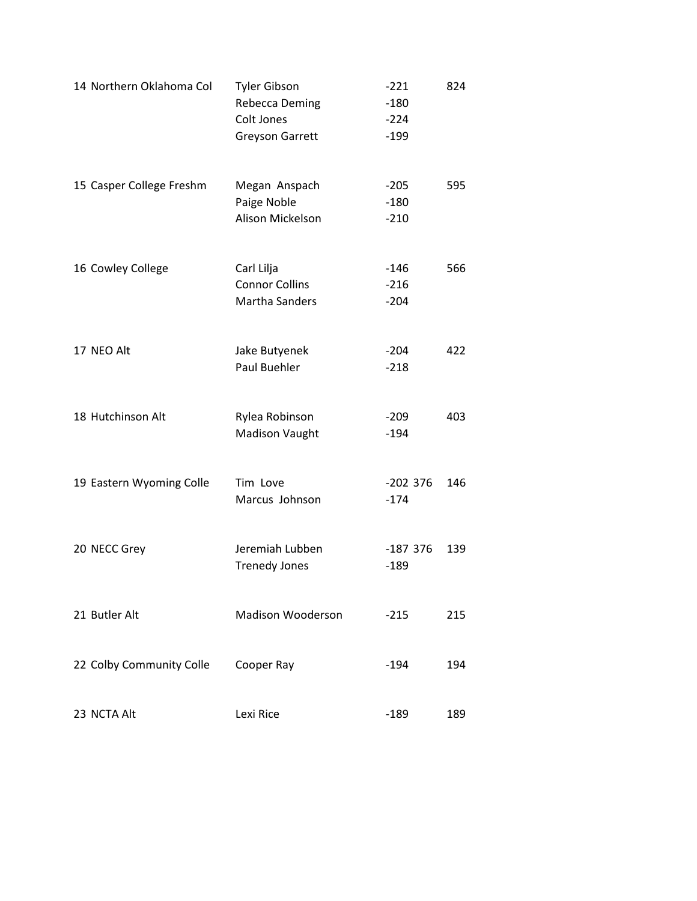| Place | Team | Member | Score | Total |
|---|---|---|---|---|
| 14 | Northern Oklahoma Col | Tyler Gibson | -221 | 824 |
| | | Rebecca Deming | -180 | |
| | | Colt Jones | -224 | |
| | | Greyson Garrett | -199 | |
| 15 | Casper College Freshm | Megan Anspach | -205 | 595 |
| | | Paige Noble | -180 | |
| | | Alison Mickelson | -210 | |
| 16 | Cowley College | Carl Lilja | -146 | 566 |
| | | Connor Collins | -216 | |
| | | Martha Sanders | -204 | |
| 17 | NEO Alt | Jake Butyenek | -204 | 422 |
| | | Paul Buehler | -218 | |
| 18 | Hutchinson Alt | Rylea Robinson | -209 | 403 |
| | | Madison Vaught | -194 | |
| 19 | Eastern Wyoming Colle | Tim Love | -202 376 | 146 |
| | | Marcus Johnson | -174 | |
| 20 | NECC Grey | Jeremiah Lubben | -187 376 | 139 |
| | | Trenedy Jones | -189 | |
| 21 | Butler Alt | Madison Wooderson | -215 | 215 |
| 22 | Colby Community Colle | Cooper Ray | -194 | 194 |
| 23 | NCTA Alt | Lexi Rice | -189 | 189 |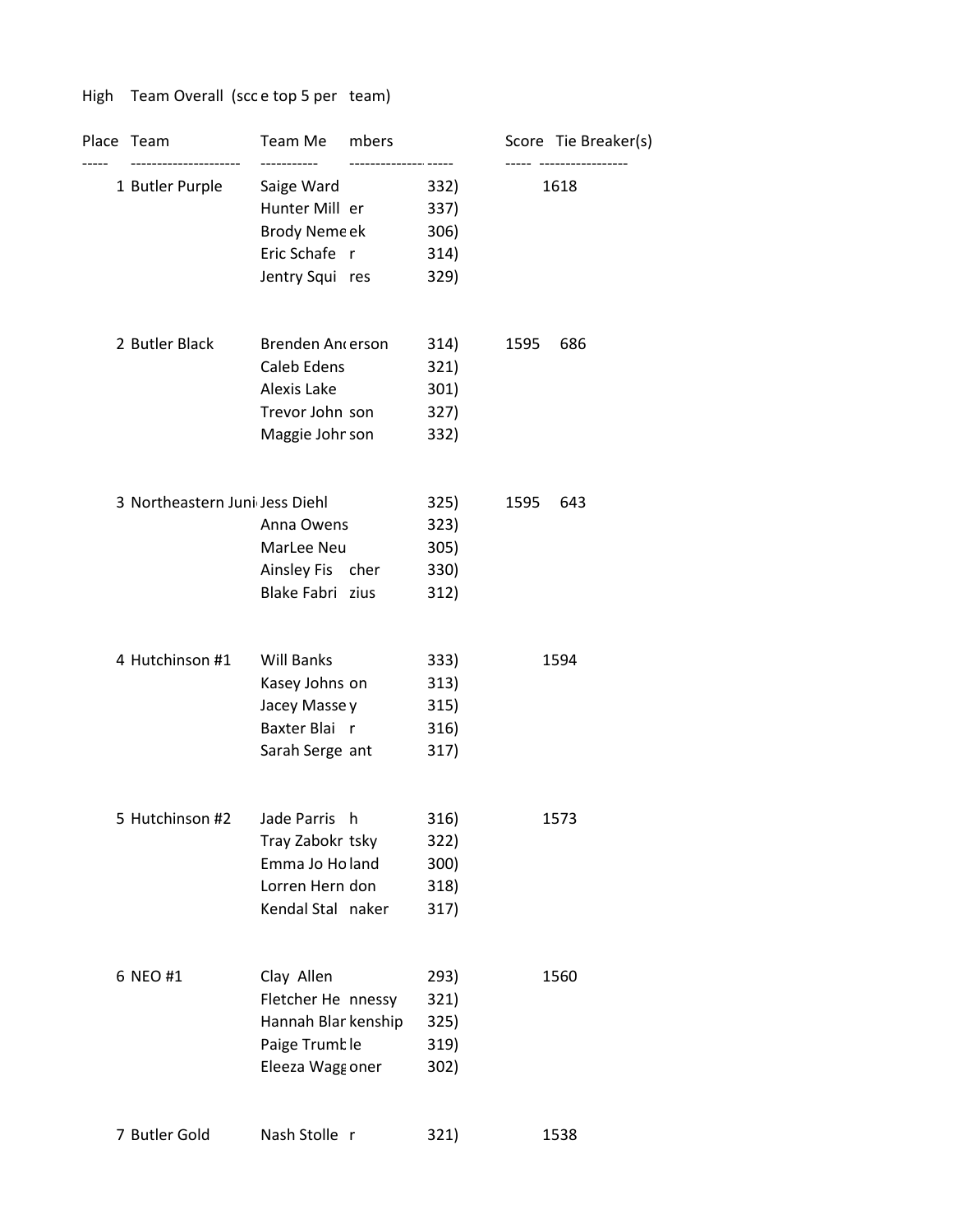High Team Overall (scc e top 5 per team)

| Place | Team | Team Members | | Score | Tie Breaker(s) |
|---|---|---|---|---|---|
| 1 | Butler Purple | Saige Ward | 332) | 1618 | |
| | | Hunter Miller | 337) | | |
| | | Brody Nemeek | 306) | | |
| | | Eric Schafer | 314) | | |
| | | Jentry Squires | 329) | | |
| 2 | Butler Black | Brenden Anderson | 314) | 1595 | 686 |
| | | Caleb Edens | 321) | | |
| | | Alexis Lake | 301) | | |
| | | Trevor Johnson | 327) | | |
| | | Maggie Johnson | 332) | | |
| 3 | Northeastern Juni | Jess Diehl | 325) | 1595 | 643 |
| | | Anna Owens | 323) | | |
| | | MarLee Neu | 305) | | |
| | | Ainsley Fischer | 330) | | |
| | | Blake Fabrizius | 312) | | |
| 4 | Hutchinson #1 | Will Banks | 333) | 1594 | |
| | | Kasey Johnson | 313) | | |
| | | Jacey Massey | 315) | | |
| | | Baxter Blair | 316) | | |
| | | Sarah Sergeant | 317) | | |
| 5 | Hutchinson #2 | Jade Parrish | 316) | 1573 | |
| | | Tray Zabokrtsky | 322) | | |
| | | Emma Jo Holland | 300) | | |
| | | Lorren Herndon | 318) | | |
| | | Kendal Stalnaker | 317) | | |
| 6 | NEO #1 | Clay Allen | 293) | 1560 | |
| | | Fletcher Hennessy | 321) | | |
| | | Hannah Blankenship | 325) | | |
| | | Paige Trumble | 319) | | |
| | | Eleeza Waggoner | 302) | | |
| 7 | Butler Gold | Nash Stoller | 321) | 1538 | |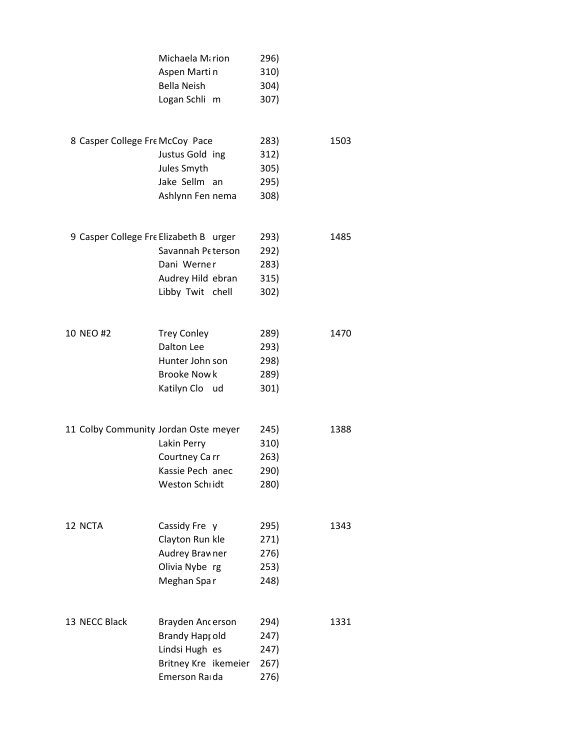| Place | Team | Member | Score | Total |
|---|---|---|---|---|
| | | Michaela Marion | 296) | |
| | | Aspen Martin | 310) | |
| | | Bella Neish | 304) | |
| | | Logan Schlim | 307) | |
| 8 | Casper College Fre | McCoy Pace | 283) | 1503 |
| | | Justus Golding | 312) | |
| | | Jules Smyth | 305) | |
| | | Jake Sellman | 295) | |
| | | Ashlynn Fennema | 308) | |
| 9 | Casper College Fre | Elizabeth Burger | 293) | 1485 |
| | | Savannah Peterson | 292) | |
| | | Dani Werner | 283) | |
| | | Audrey Hildebran | 315) | |
| | | Libby Twitchell | 302) | |
| 10 | NEO #2 | Trey Conley | 289) | 1470 |
| | | Dalton Lee | 293) | |
| | | Hunter Johnson | 298) | |
| | | Brooke Nowk | 289) | |
| | | Katilyn Cloud | 301) | |
| 11 | Colby Community | Jordan Ostemeyer | 245) | 1388 |
| | | Lakin Perry | 310) | |
| | | Courtney Carr | 263) | |
| | | Kassie Pechanec | 290) | |
| | | Weston Schmidt | 280) | |
| 12 | NCTA | Cassidy Frey | 295) | 1343 |
| | | Clayton Runkle | 271) | |
| | | Audrey Brawner | 276) | |
| | | Olivia Nyberg | 253) | |
| | | Meghan Spar | 248) | |
| 13 | NECC Black | Brayden Anderson | 294) | 1331 |
| | | Brandy Happold | 247) | |
| | | Lindsi Hughes | 247) | |
| | | Britney Kreikemeier | 267) | |
| | | Emerson Randa | 276) | |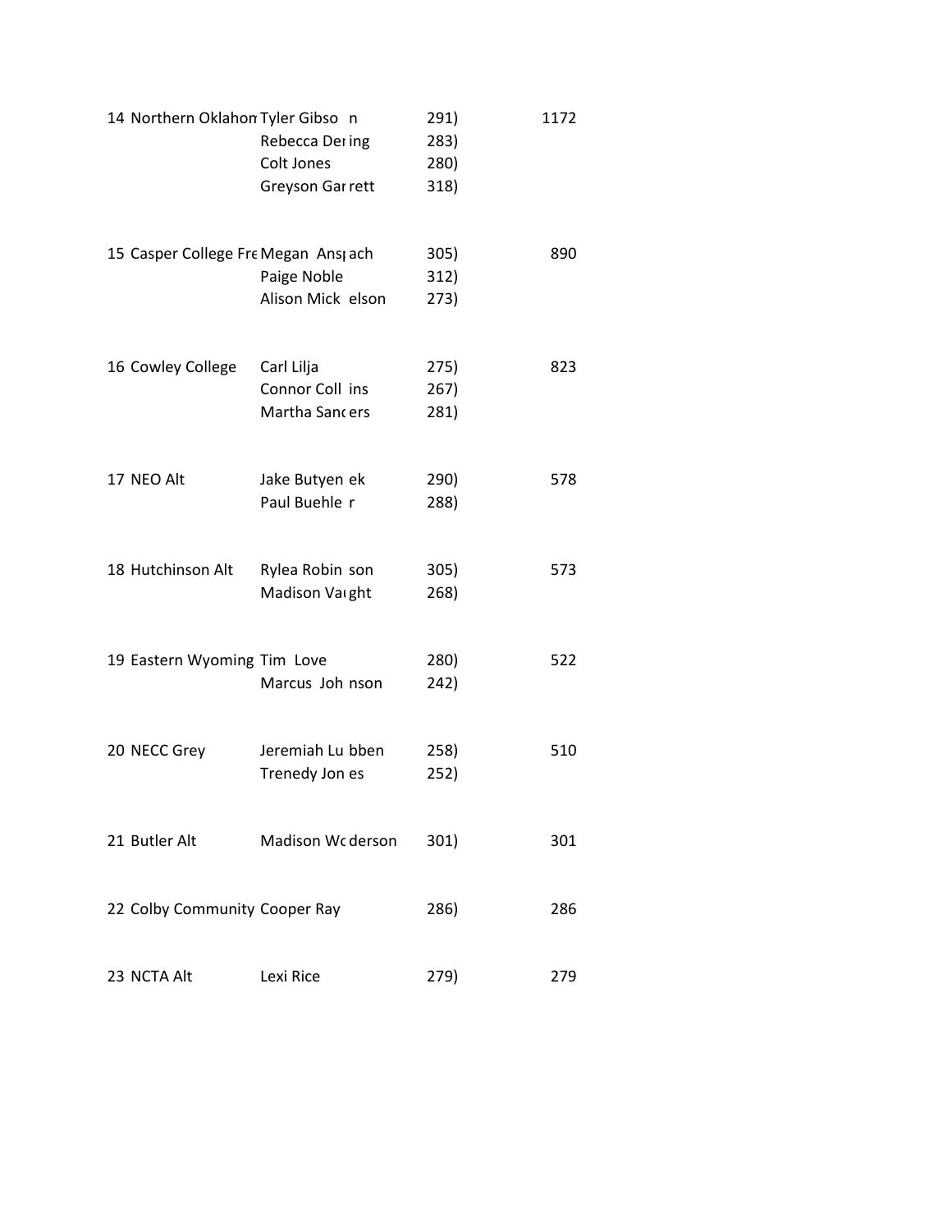| | | | |
|---|---|---|---|
| 14 | Northern Oklahon | Tyler Gibso n | 291) | 1172 |
| | | Rebecca Der ing | 283) | |
| | | Colt Jones | 280) | |
| | | Greyson Gar rett | 318) | |
| 15 | Casper College Fre | Megan Ansp ach | 305) | 890 |
| | | Paige Noble | 312) | |
| | | Alison Mick elson | 273) | |
| 16 | Cowley College | Carl Lilja | 275) | 823 |
| | | Connor Coll ins | 267) | |
| | | Martha Sanc ers | 281) | |
| 17 | NEO Alt | Jake Butyen ek | 290) | 578 |
| | | Paul Buehle r | 288) | |
| 18 | Hutchinson Alt | Rylea Robin son | 305) | 573 |
| | | Madison Va ght | 268) | |
| 19 | Eastern Wyoming | Tim Love | 280) | 522 |
| | | Marcus Joh nson | 242) | |
| 20 | NECC Grey | Jeremiah Lu bben | 258) | 510 |
| | | Trenedy Jon es | 252) | |
| 21 | Butler Alt | Madison Wc derson | 301) | 301 |
| 22 | Colby Community | Cooper Ray | 286) | 286 |
| 23 | NCTA Alt | Lexi Rice | 279) | 279 |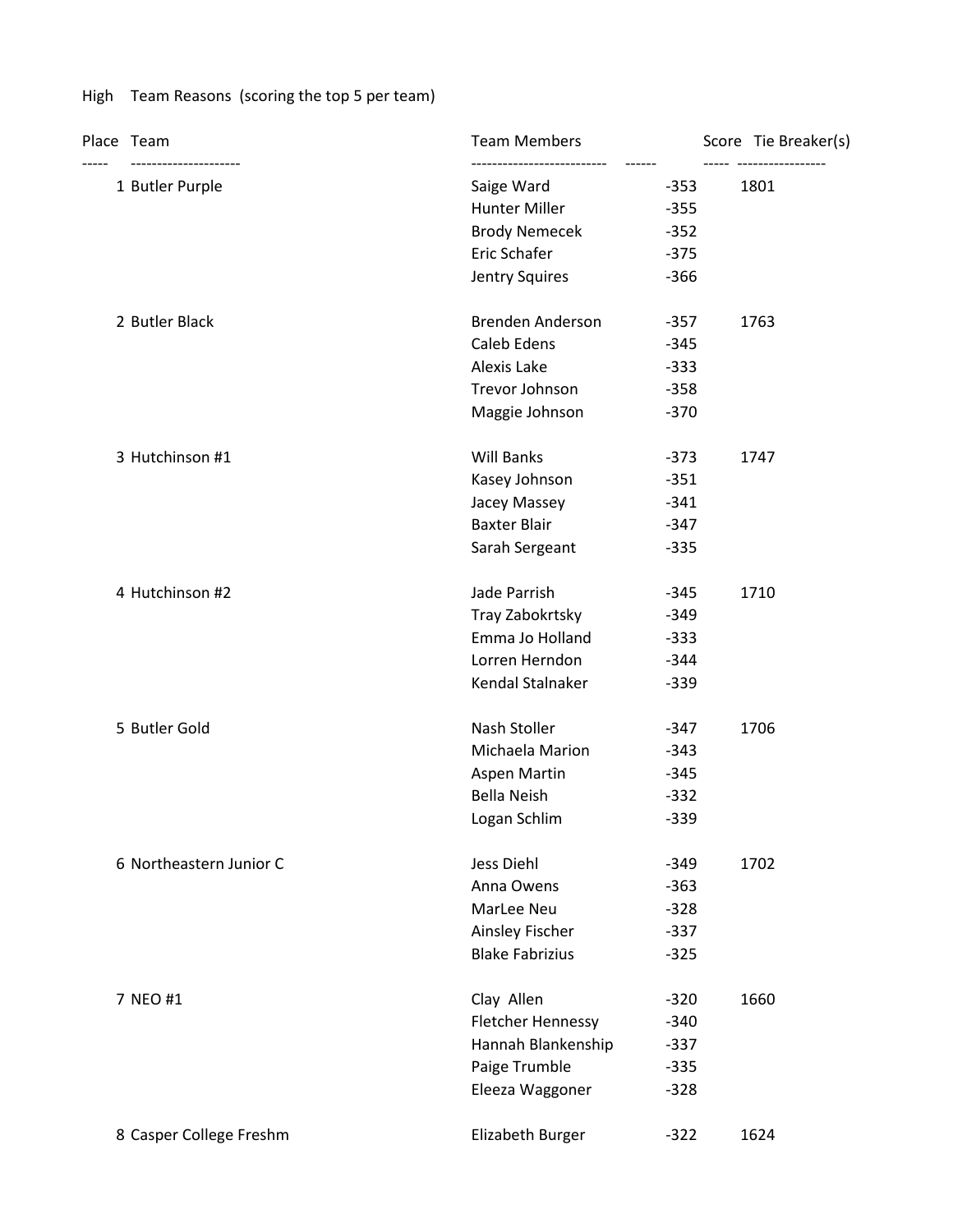High Team Reasons (scoring the top 5 per team)

| Place | Team | Team Members | | Score | Tie Breaker(s) |
|---|---|---|---|---|---|
| 1 | Butler Purple | Saige Ward | -353 | 1801 | |
| | | Hunter Miller | -355 | | |
| | | Brody Nemecek | -352 | | |
| | | Eric Schafer | -375 | | |
| | | Jentry Squires | -366 | | |
| 2 | Butler Black | Brenden Anderson | -357 | 1763 | |
| | | Caleb Edens | -345 | | |
| | | Alexis Lake | -333 | | |
| | | Trevor Johnson | -358 | | |
| | | Maggie Johnson | -370 | | |
| 3 | Hutchinson #1 | Will Banks | -373 | 1747 | |
| | | Kasey Johnson | -351 | | |
| | | Jacey Massey | -341 | | |
| | | Baxter Blair | -347 | | |
| | | Sarah Sergeant | -335 | | |
| 4 | Hutchinson #2 | Jade Parrish | -345 | 1710 | |
| | | Tray Zabokrtsky | -349 | | |
| | | Emma Jo Holland | -333 | | |
| | | Lorren Herndon | -344 | | |
| | | Kendal Stalnaker | -339 | | |
| 5 | Butler Gold | Nash Stoller | -347 | 1706 | |
| | | Michaela Marion | -343 | | |
| | | Aspen Martin | -345 | | |
| | | Bella Neish | -332 | | |
| | | Logan Schlim | -339 | | |
| 6 | Northeastern Junior C | Jess Diehl | -349 | 1702 | |
| | | Anna Owens | -363 | | |
| | | MarLee Neu | -328 | | |
| | | Ainsley Fischer | -337 | | |
| | | Blake Fabrizius | -325 | | |
| 7 | NEO #1 | Clay Allen | -320 | 1660 | |
| | | Fletcher Hennessy | -340 | | |
| | | Hannah Blankenship | -337 | | |
| | | Paige Trumble | -335 | | |
| | | Eleeza Waggoner | -328 | | |
| 8 | Casper College Freshm | Elizabeth Burger | -322 | 1624 | |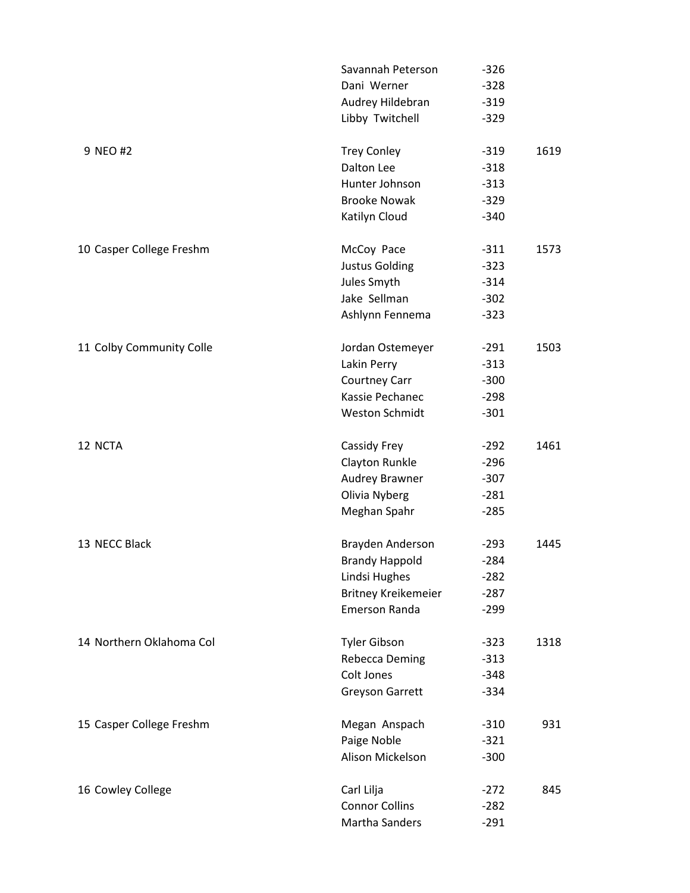| Place | Team | Member | Score | Total |
|---|---|---|---|---|
| | | Savannah Peterson | -326 | |
| | | Dani Werner | -328 | |
| | | Audrey Hildebran | -319 | |
| | | Libby Twitchell | -329 | |
| 9 | NEO #2 | Trey Conley | -319 | 1619 |
| | | Dalton Lee | -318 | |
| | | Hunter Johnson | -313 | |
| | | Brooke Nowak | -329 | |
| | | Katilyn Cloud | -340 | |
| 10 | Casper College Freshm | McCoy Pace | -311 | 1573 |
| | | Justus Golding | -323 | |
| | | Jules Smyth | -314 | |
| | | Jake Sellman | -302 | |
| | | Ashlynn Fennema | -323 | |
| 11 | Colby Community Colle | Jordan Ostemeyer | -291 | 1503 |
| | | Lakin Perry | -313 | |
| | | Courtney Carr | -300 | |
| | | Kassie Pechanec | -298 | |
| | | Weston Schmidt | -301 | |
| 12 | NCTA | Cassidy Frey | -292 | 1461 |
| | | Clayton Runkle | -296 | |
| | | Audrey Brawner | -307 | |
| | | Olivia Nyberg | -281 | |
| | | Meghan Spahr | -285 | |
| 13 | NECC Black | Brayden Anderson | -293 | 1445 |
| | | Brandy Happold | -284 | |
| | | Lindsi Hughes | -282 | |
| | | Britney Kreikemeier | -287 | |
| | | Emerson Randa | -299 | |
| 14 | Northern Oklahoma Col | Tyler Gibson | -323 | 1318 |
| | | Rebecca Deming | -313 | |
| | | Colt Jones | -348 | |
| | | Greyson Garrett | -334 | |
| 15 | Casper College Freshm | Megan Anspach | -310 | 931 |
| | | Paige Noble | -321 | |
| | | Alison Mickelson | -300 | |
| 16 | Cowley College | Carl Lilja | -272 | 845 |
| | | Connor Collins | -282 | |
| | | Martha Sanders | -291 | |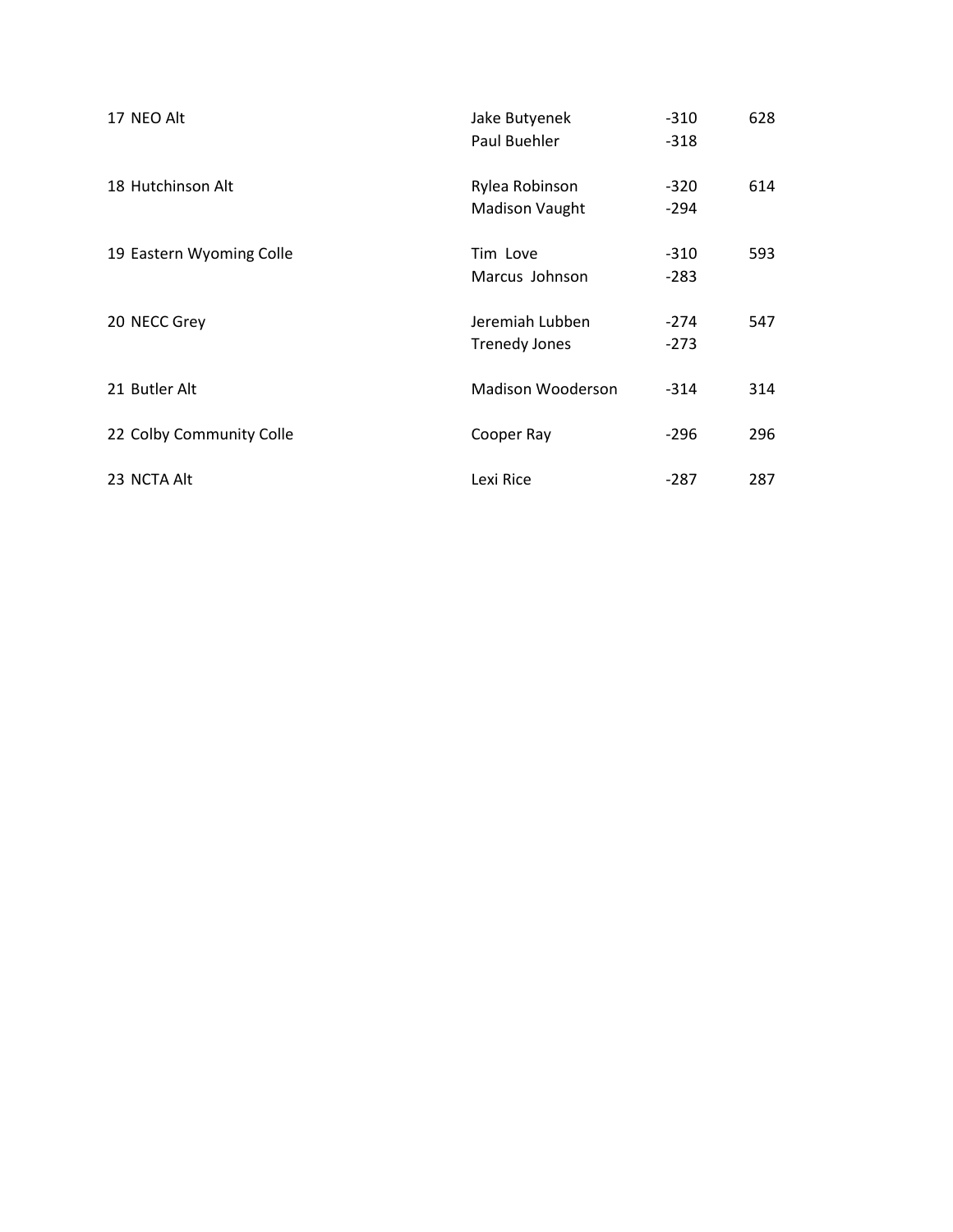| | | | |
|---|---|---|---|
| 17 NEO Alt | Jake Butyenek | -310 | 628 |
| | Paul Buehler | -318 | |
| 18 Hutchinson Alt | Rylea Robinson | -320 | 614 |
| | Madison Vaught | -294 | |
| 19 Eastern Wyoming Colle | Tim Love | -310 | 593 |
| | Marcus Johnson | -283 | |
| 20 NECC Grey | Jeremiah Lubben | -274 | 547 |
| | Trenedy Jones | -273 | |
| 21 Butler Alt | Madison Wooderson | -314 | 314 |
| 22 Colby Community Colle | Cooper Ray | -296 | 296 |
| 23 NCTA Alt | Lexi Rice | -287 | 287 |